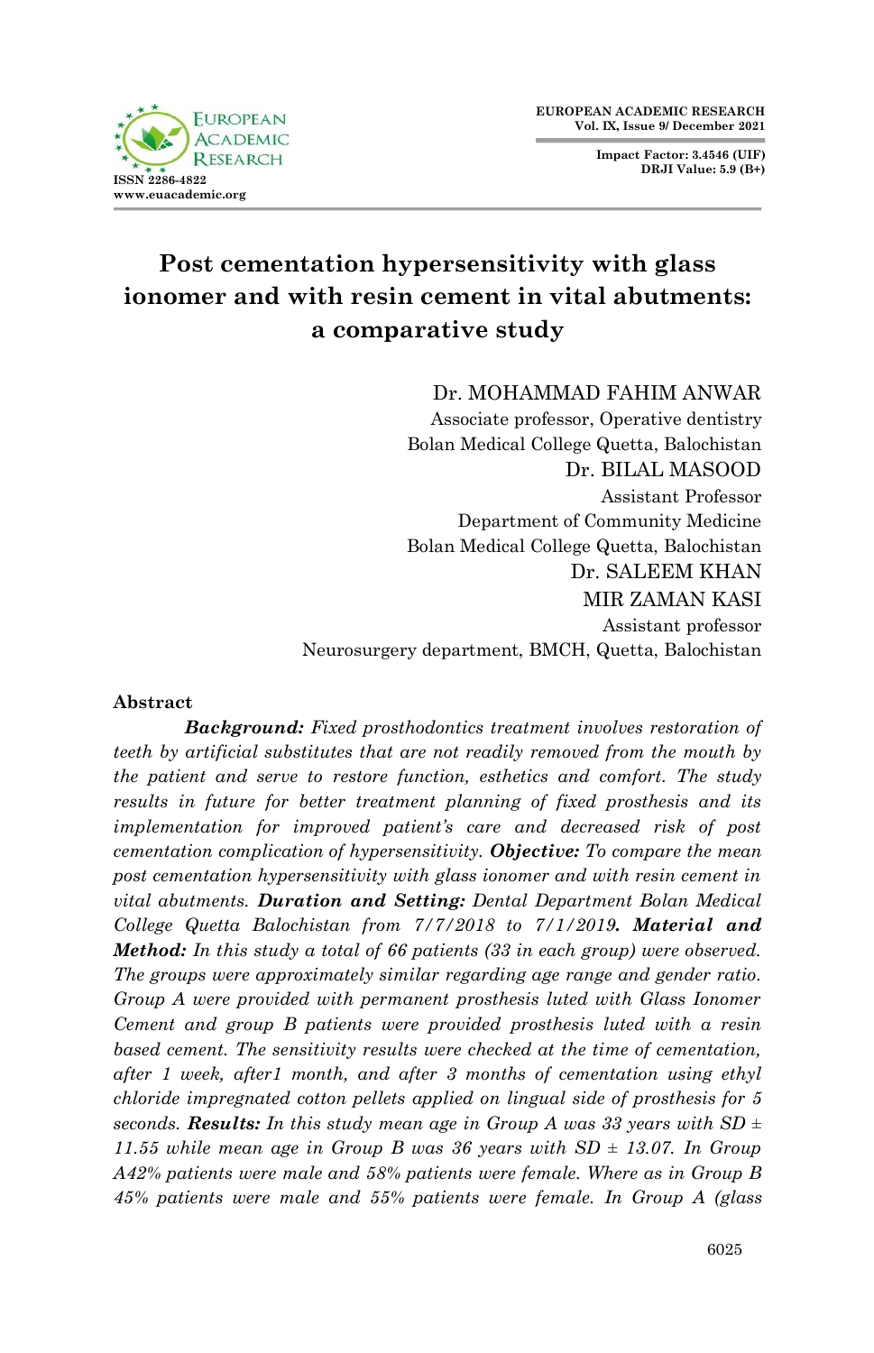# Post cementation hypersensitivity with glass ionomer and with resin cement in vital abutments: a comparative study

Dr. MOHAMMAD FAHIM ANWAR
Associate professor, Operative dentistry
Bolan Medical College Quetta, Balochistan

Dr. BILAL MASOOD
Assistant Professor
Department of Community Medicine
Bolan Medical College Quetta, Balochistan

Dr. SALEEM KHAN
MIR ZAMAN KASI
Assistant professor
Neurosurgery department, BMCH, Quetta, Balochistan

## Abstract

***Background:*** *Fixed prosthodontics treatment involves restoration of teeth by artificial substitutes that are not readily removed from the mouth by the patient and serve to restore function, esthetics and comfort. The study results in future for better treatment planning of fixed prosthesis and its implementation for improved patient's care and decreased risk of post cementation complication of hypersensitivity.* ***Objective:*** *To compare the mean post cementation hypersensitivity with glass ionomer and with resin cement in vital abutments.* ***Duration and Setting:*** *Dental Department Bolan Medical College Quetta Balochistan from 7/7/2018 to 7/1/2019.* ***Material and Method:*** *In this study a total of 66 patients (33 in each group) were observed. The groups were approximately similar regarding age range and gender ratio. Group A were provided with permanent prosthesis luted with Glass Ionomer Cement and group B patients were provided prosthesis luted with a resin based cement. The sensitivity results were checked at the time of cementation, after 1 week, after1 month, and after 3 months of cementation using ethyl chloride impregnated cotton pellets applied on lingual side of prosthesis for 5 seconds.* ***Results:*** *In this study mean age in Group A was 33 years with SD ± 11.55 while mean age in Group B was 36 years with SD ± 13.07. In Group A42% patients were male and 58% patients were female. Where as in Group B 45% patients were male and 55% patients were female. In Group A (glass*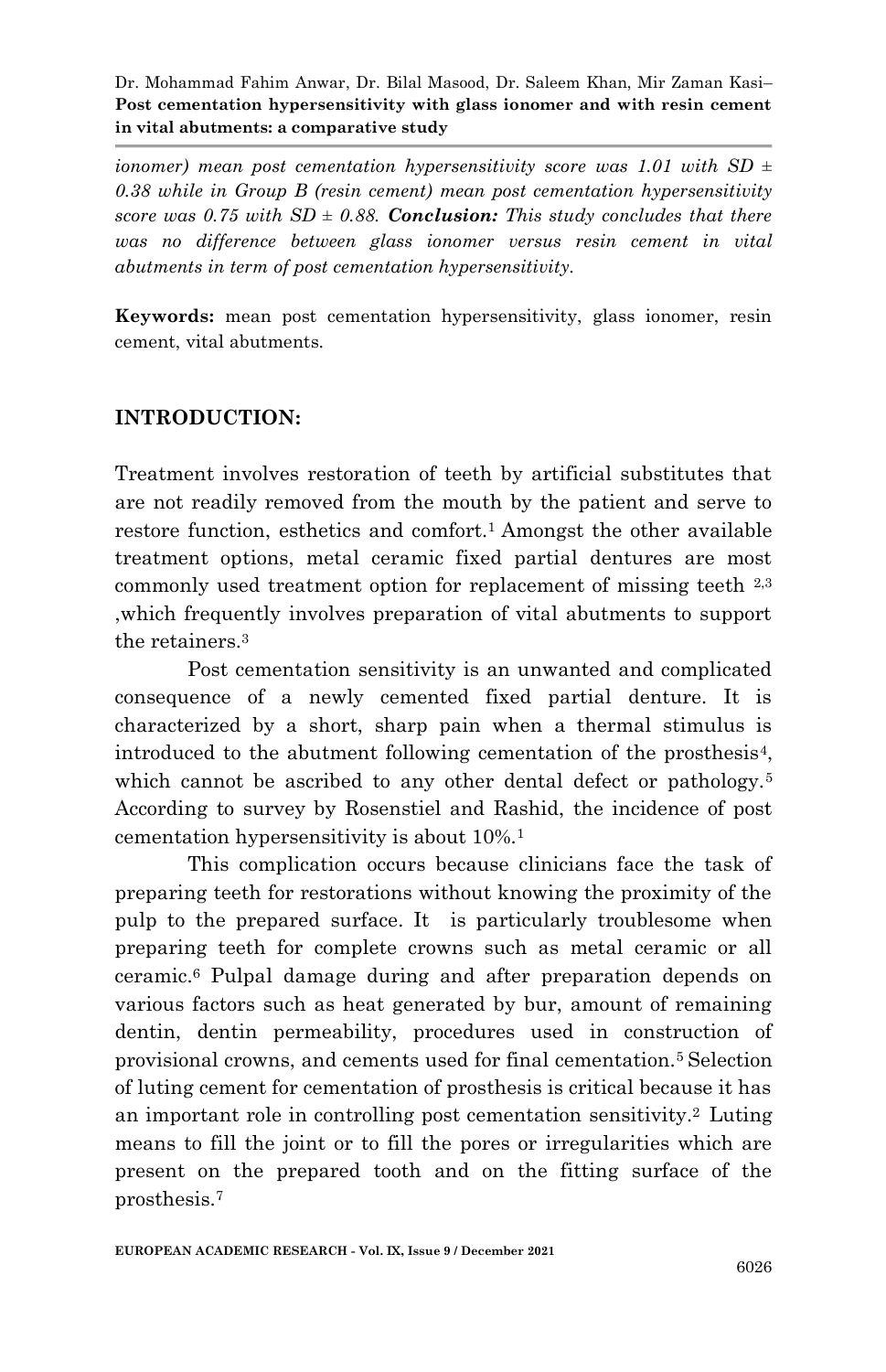*ionomer) mean post cementation hypersensitivity score was 1.01 with SD ± 0.38 while in Group B (resin cement) mean post cementation hypersensitivity score was 0.75 with SD ± 0.88.* ***Conclusion:*** *This study concludes that there was no difference between glass ionomer versus resin cement in vital abutments in term of post cementation hypersensitivity.*

**Keywords:** mean post cementation hypersensitivity, glass ionomer, resin cement, vital abutments.

## INTRODUCTION:

Treatment involves restoration of teeth by artificial substitutes that are not readily removed from the mouth by the patient and serve to restore function, esthetics and comfort.[1] Amongst the other available treatment options, metal ceramic fixed partial dentures are most commonly used treatment option for replacement of missing teeth [2,3] ,which frequently involves preparation of vital abutments to support the retainers.[3]

Post cementation sensitivity is an unwanted and complicated consequence of a newly cemented fixed partial denture. It is characterized by a short, sharp pain when a thermal stimulus is introduced to the abutment following cementation of the prosthesis[4], which cannot be ascribed to any other dental defect or pathology.[5] According to survey by Rosenstiel and Rashid, the incidence of post cementation hypersensitivity is about 10%.[1]

This complication occurs because clinicians face the task of preparing teeth for restorations without knowing the proximity of the pulp to the prepared surface. It is particularly troublesome when preparing teeth for complete crowns such as metal ceramic or all ceramic.[6] Pulpal damage during and after preparation depends on various factors such as heat generated by bur, amount of remaining dentin, dentin permeability, procedures used in construction of provisional crowns, and cements used for final cementation.[5] Selection of luting cement for cementation of prosthesis is critical because it has an important role in controlling post cementation sensitivity.[2] Luting means to fill the joint or to fill the pores or irregularities which are present on the prepared tooth and on the fitting surface of the prosthesis.[7]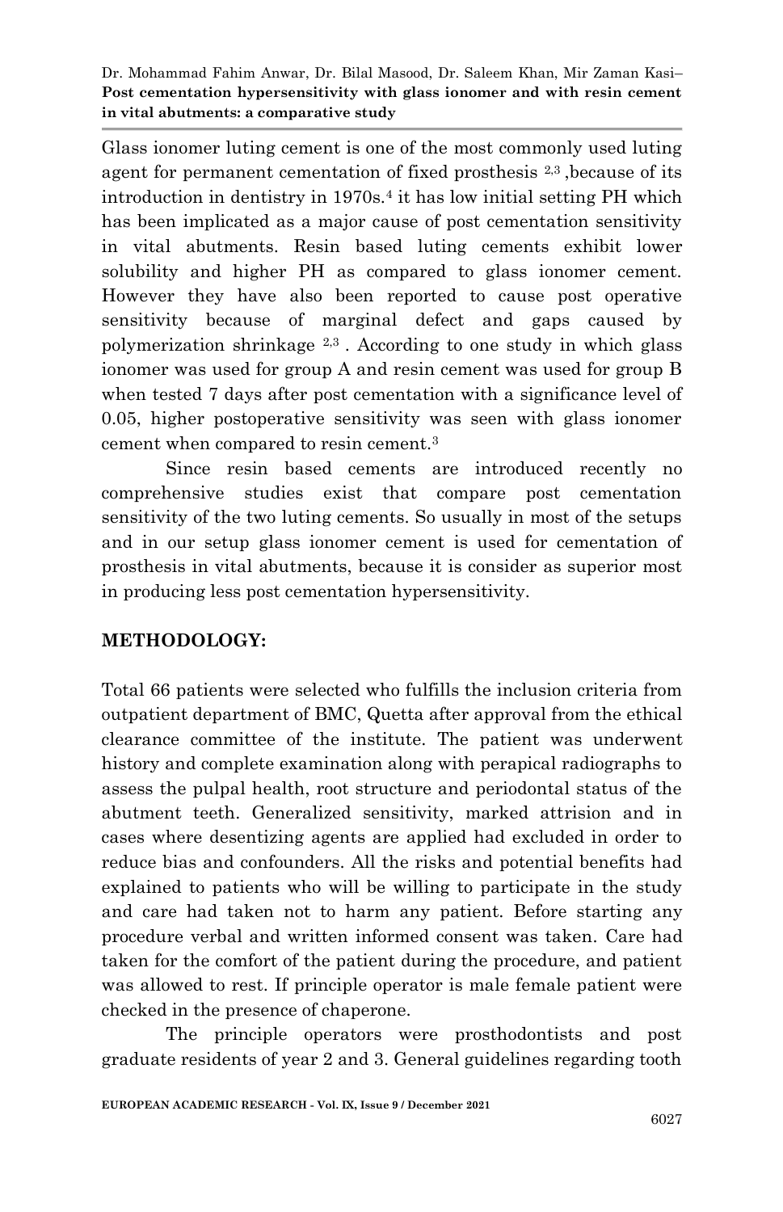Glass ionomer luting cement is one of the most commonly used luting agent for permanent cementation of fixed prosthesis [2,3] ,because of its introduction in dentistry in 1970s.[4] it has low initial setting PH which has been implicated as a major cause of post cementation sensitivity in vital abutments. Resin based luting cements exhibit lower solubility and higher PH as compared to glass ionomer cement. However they have also been reported to cause post operative sensitivity because of marginal defect and gaps caused by polymerization shrinkage [2,3] . According to one study in which glass ionomer was used for group A and resin cement was used for group B when tested 7 days after post cementation with a significance level of 0.05, higher postoperative sensitivity was seen with glass ionomer cement when compared to resin cement.[3]

Since resin based cements are introduced recently no comprehensive studies exist that compare post cementation sensitivity of the two luting cements. So usually in most of the setups and in our setup glass ionomer cement is used for cementation of prosthesis in vital abutments, because it is consider as superior most in producing less post cementation hypersensitivity.

## METHODOLOGY:

Total 66 patients were selected who fulfills the inclusion criteria from outpatient department of BMC, Quetta after approval from the ethical clearance committee of the institute. The patient was underwent history and complete examination along with perapical radiographs to assess the pulpal health, root structure and periodontal status of the abutment teeth. Generalized sensitivity, marked attrision and in cases where desentizing agents are applied had excluded in order to reduce bias and confounders. All the risks and potential benefits had explained to patients who will be willing to participate in the study and care had taken not to harm any patient. Before starting any procedure verbal and written informed consent was taken. Care had taken for the comfort of the patient during the procedure, and patient was allowed to rest. If principle operator is male female patient were checked in the presence of chaperone.

The principle operators were prosthodontists and post graduate residents of year 2 and 3. General guidelines regarding tooth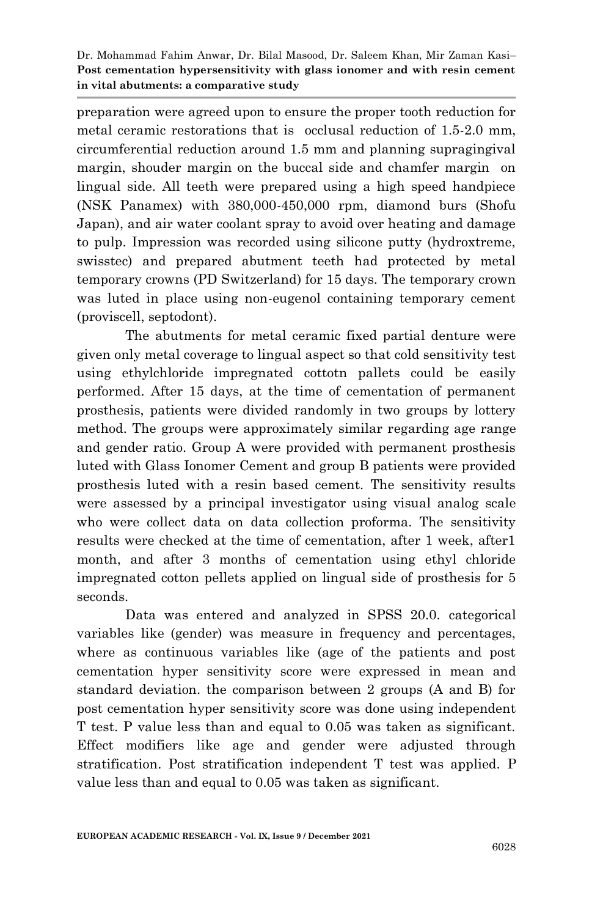preparation were agreed upon to ensure the proper tooth reduction for metal ceramic restorations that is occlusal reduction of 1.5-2.0 mm, circumferential reduction around 1.5 mm and planning supragingival margin, shouder margin on the buccal side and chamfer margin on lingual side. All teeth were prepared using a high speed handpiece (NSK Panamex) with 380,000-450,000 rpm, diamond burs (Shofu Japan), and air water coolant spray to avoid over heating and damage to pulp. Impression was recorded using silicone putty (hydroxtreme, swisstec) and prepared abutment teeth had protected by metal temporary crowns (PD Switzerland) for 15 days. The temporary crown was luted in place using non-eugenol containing temporary cement (proviscell, septodont).

The abutments for metal ceramic fixed partial denture were given only metal coverage to lingual aspect so that cold sensitivity test using ethylchloride impregnated cottotn pallets could be easily performed. After 15 days, at the time of cementation of permanent prosthesis, patients were divided randomly in two groups by lottery method. The groups were approximately similar regarding age range and gender ratio. Group A were provided with permanent prosthesis luted with Glass Ionomer Cement and group B patients were provided prosthesis luted with a resin based cement. The sensitivity results were assessed by a principal investigator using visual analog scale who were collect data on data collection proforma. The sensitivity results were checked at the time of cementation, after 1 week, after1 month, and after 3 months of cementation using ethyl chloride impregnated cotton pellets applied on lingual side of prosthesis for 5 seconds.

Data was entered and analyzed in SPSS 20.0. categorical variables like (gender) was measure in frequency and percentages, where as continuous variables like (age of the patients and post cementation hyper sensitivity score were expressed in mean and standard deviation. the comparison between 2 groups (A and B) for post cementation hyper sensitivity score was done using independent T test. P value less than and equal to 0.05 was taken as significant. Effect modifiers like age and gender were adjusted through stratification. Post stratification independent T test was applied. P value less than and equal to 0.05 was taken as significant.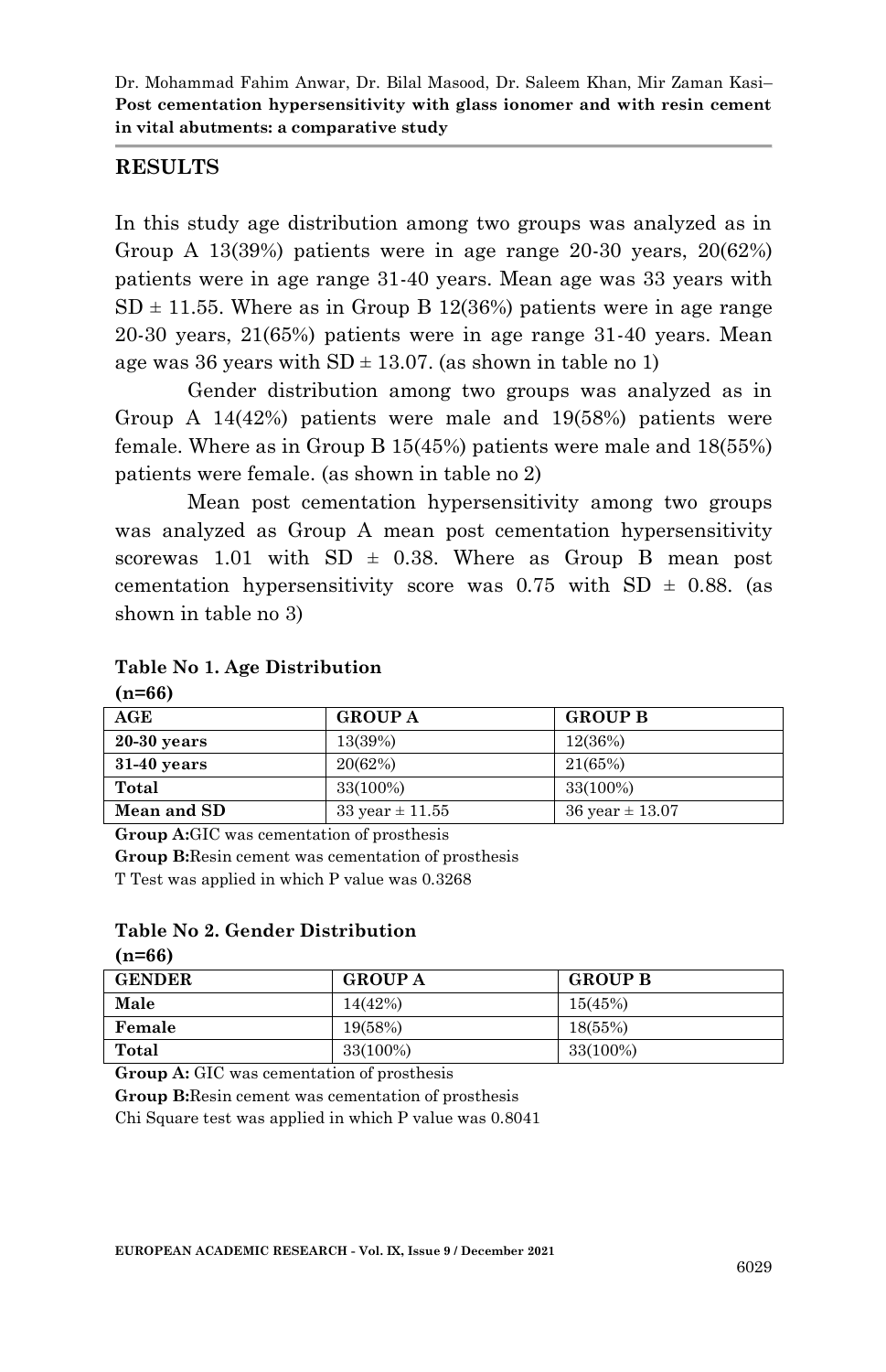## RESULTS

In this study age distribution among two groups was analyzed as in Group A 13(39%) patients were in age range 20-30 years, 20(62%) patients were in age range 31-40 years. Mean age was 33 years with SD ± 11.55. Where as in Group B 12(36%) patients were in age range 20-30 years, 21(65%) patients were in age range 31-40 years. Mean age was 36 years with SD ± 13.07. (as shown in table no 1)

Gender distribution among two groups was analyzed as in Group A 14(42%) patients were male and 19(58%) patients were female. Where as in Group B 15(45%) patients were male and 18(55%) patients were female. (as shown in table no 2)

Mean post cementation hypersensitivity among two groups was analyzed as Group A mean post cementation hypersensitivity scorewas 1.01 with SD ± 0.38. Where as Group B mean post cementation hypersensitivity score was 0.75 with SD ± 0.88. (as shown in table no 3)

**Table No 1. Age Distribution**
**(n=66)**

| AGE | GROUP A | GROUP B |
|---|---|---|
| **20-30 years** | 13(39%) | 12(36%) |
| **31-40 years** | 20(62%) | 21(65%) |
| **Total** | 33(100%) | 33(100%) |
| **Mean and SD** | 33 year ± 11.55 | 36 year ± 13.07 |

**Group A:**GIC was cementation of prosthesis

**Group B:**Resin cement was cementation of prosthesis

T Test was applied in which P value was 0.3268

**Table No 2. Gender Distribution**
**(n=66)**

| GENDER | GROUP A | GROUP B |
|---|---|---|
| **Male** | 14(42%) | 15(45%) |
| **Female** | 19(58%) | 18(55%) |
| **Total** | 33(100%) | 33(100%) |

**Group A:** GIC was cementation of prosthesis

**Group B:**Resin cement was cementation of prosthesis

Chi Square test was applied in which P value was 0.8041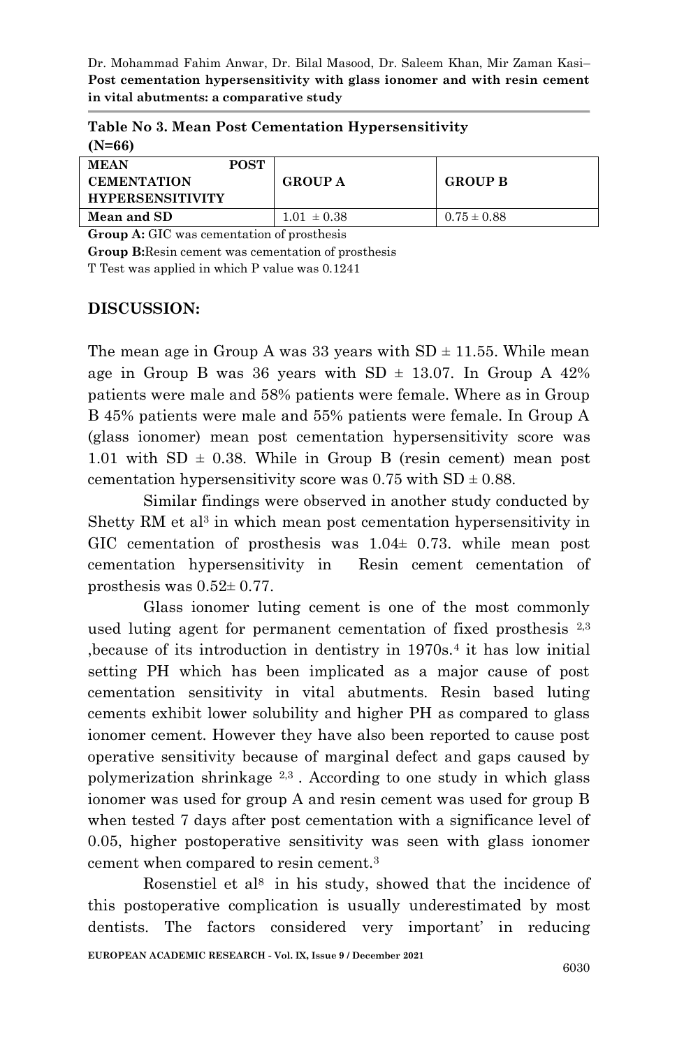**Table No 3. Mean Post Cementation Hypersensitivity (N=66)**

| MEAN POST CEMENTATION HYPERSENSITIVITY | GROUP A | GROUP B |
|---|---|---|
| Mean and SD | 1.01 ± 0.38 | 0.75 ± 0.88 |

**Group A:** GIC was cementation of prosthesis

**Group B:** Resin cement was cementation of prosthesis

T Test was applied in which P value was 0.1241

## DISCUSSION:

The mean age in Group A was 33 years with SD ± 11.55. While mean age in Group B was 36 years with SD ± 13.07. In Group A 42% patients were male and 58% patients were female. Where as in Group B 45% patients were male and 55% patients were female. In Group A (glass ionomer) mean post cementation hypersensitivity score was 1.01 with SD ± 0.38. While in Group B (resin cement) mean post cementation hypersensitivity score was 0.75 with SD ± 0.88.

Similar findings were observed in another study conducted by Shetty RM et al[3] in which mean post cementation hypersensitivity in GIC cementation of prosthesis was 1.04± 0.73. while mean post cementation hypersensitivity in Resin cement cementation of prosthesis was 0.52± 0.77.

Glass ionomer luting cement is one of the most commonly used luting agent for permanent cementation of fixed prosthesis [2,3] ,because of its introduction in dentistry in 1970s.[4] it has low initial setting PH which has been implicated as a major cause of post cementation sensitivity in vital abutments. Resin based luting cements exhibit lower solubility and higher PH as compared to glass ionomer cement. However they have also been reported to cause post operative sensitivity because of marginal defect and gaps caused by polymerization shrinkage [2,3] . According to one study in which glass ionomer was used for group A and resin cement was used for group B when tested 7 days after post cementation with a significance level of 0.05, higher postoperative sensitivity was seen with glass ionomer cement when compared to resin cement.[3]

Rosenstiel et al[8] in his study, showed that the incidence of this postoperative complication is usually underestimated by most dentists. The factors considered very important' in reducing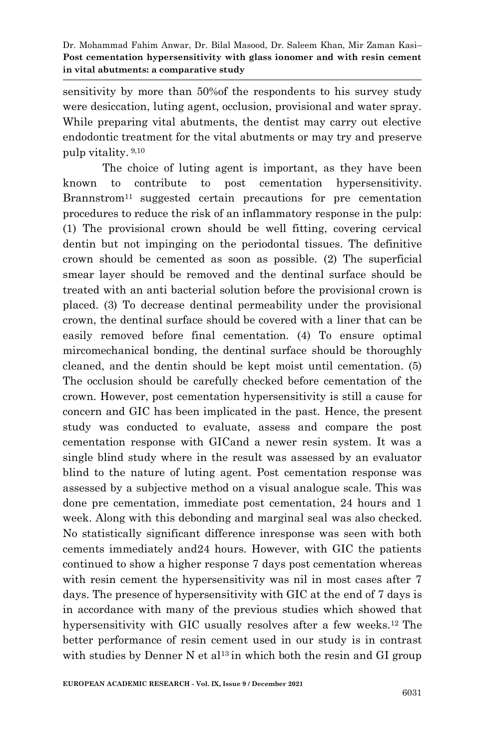sensitivity by more than 50%of the respondents to his survey study were desiccation, luting agent, occlusion, provisional and water spray. While preparing vital abutments, the dentist may carry out elective endodontic treatment for the vital abutments or may try and preserve pulp vitality. [9,10]

The choice of luting agent is important, as they have been known to contribute to post cementation hypersensitivity. Brannstrom[11] suggested certain precautions for pre cementation procedures to reduce the risk of an inflammatory response in the pulp: (1) The provisional crown should be well fitting, covering cervical dentin but not impinging on the periodontal tissues. The definitive crown should be cemented as soon as possible. (2) The superficial smear layer should be removed and the dentinal surface should be treated with an anti bacterial solution before the provisional crown is placed. (3) To decrease dentinal permeability under the provisional crown, the dentinal surface should be covered with a liner that can be easily removed before final cementation. (4) To ensure optimal mircomechanical bonding, the dentinal surface should be thoroughly cleaned, and the dentin should be kept moist until cementation. (5) The occlusion should be carefully checked before cementation of the crown. However, post cementation hypersensitivity is still a cause for concern and GIC has been implicated in the past. Hence, the present study was conducted to evaluate, assess and compare the post cementation response with GICand a newer resin system. It was a single blind study where in the result was assessed by an evaluator blind to the nature of luting agent. Post cementation response was assessed by a subjective method on a visual analogue scale. This was done pre cementation, immediate post cementation, 24 hours and 1 week. Along with this debonding and marginal seal was also checked. No statistically significant difference inresponse was seen with both cements immediately and24 hours. However, with GIC the patients continued to show a higher response 7 days post cementation whereas with resin cement the hypersensitivity was nil in most cases after 7 days. The presence of hypersensitivity with GIC at the end of 7 days is in accordance with many of the previous studies which showed that hypersensitivity with GIC usually resolves after a few weeks.[12] The better performance of resin cement used in our study is in contrast with studies by Denner N et al[13] in which both the resin and GI group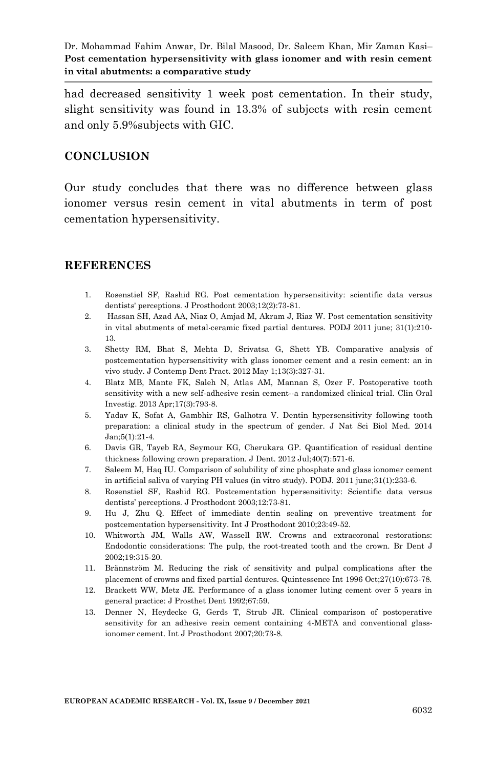had decreased sensitivity 1 week post cementation. In their study, slight sensitivity was found in 13.3% of subjects with resin cement and only 5.9%subjects with GIC.

## CONCLUSION

Our study concludes that there was no difference between glass ionomer versus resin cement in vital abutments in term of post cementation hypersensitivity.

## REFERENCES

1. Rosenstiel SF, Rashid RG. Post cementation hypersensitivity: scientific data versus dentists' perceptions. J Prosthodont 2003;12(2):73-81.
2. Hassan SH, Azad AA, Niaz O, Amjad M, Akram J, Riaz W. Post cementation sensitivity in vital abutments of metal-ceramic fixed partial dentures. PODJ 2011 june; 31(1):210-13.
3. Shetty RM, Bhat S, Mehta D, Srivatsa G, Shett YB. Comparative analysis of postcementation hypersensitivity with glass ionomer cement and a resin cement: an in vivo study. J Contemp Dent Pract. 2012 May 1;13(3):327-31.
4. Blatz MB, Mante FK, Saleh N, Atlas AM, Mannan S, Ozer F. Postoperative tooth sensitivity with a new self-adhesive resin cement--a randomized clinical trial. Clin Oral Investig. 2013 Apr;17(3):793-8.
5. Yadav K, Sofat A, Gambhir RS, Galhotra V. Dentin hypersensitivity following tooth preparation: a clinical study in the spectrum of gender. J Nat Sci Biol Med. 2014 Jan;5(1):21-4.
6. Davis GR, Tayeb RA, Seymour KG, Cherukara GP. Quantification of residual dentine thickness following crown preparation. J Dent. 2012 Jul;40(7):571-6.
7. Saleem M, Haq IU. Comparison of solubility of zinc phosphate and glass ionomer cement in artificial saliva of varying PH values (in vitro study). PODJ. 2011 june;31(1):233-6.
8. Rosenstiel SF, Rashid RG. Postcementation hypersensitivity: Scientific data versus dentists' perceptions. J Prosthodont 2003;12:73-81.
9. Hu J, Zhu Q. Effect of immediate dentin sealing on preventive treatment for postcementation hypersensitivity. Int J Prosthodont 2010;23:49-52.
10. Whitworth JM, Walls AW, Wassell RW. Crowns and extracoronal restorations: Endodontic considerations: The pulp, the root-treated tooth and the crown. Br Dent J 2002;19:315-20.
11. Brännström M. Reducing the risk of sensitivity and pulpal complications after the placement of crowns and fixed partial dentures. Quintessence Int 1996 Oct;27(10):673-78.
12. Brackett WW, Metz JE. Performance of a glass ionomer luting cement over 5 years in general practice: J Prosthet Dent 1992;67:59.
13. Denner N, Heydecke G, Gerds T, Strub JR. Clinical comparison of postoperative sensitivity for an adhesive resin cement containing 4-META and conventional glass-ionomer cement. Int J Prosthodont 2007;20:73-8.